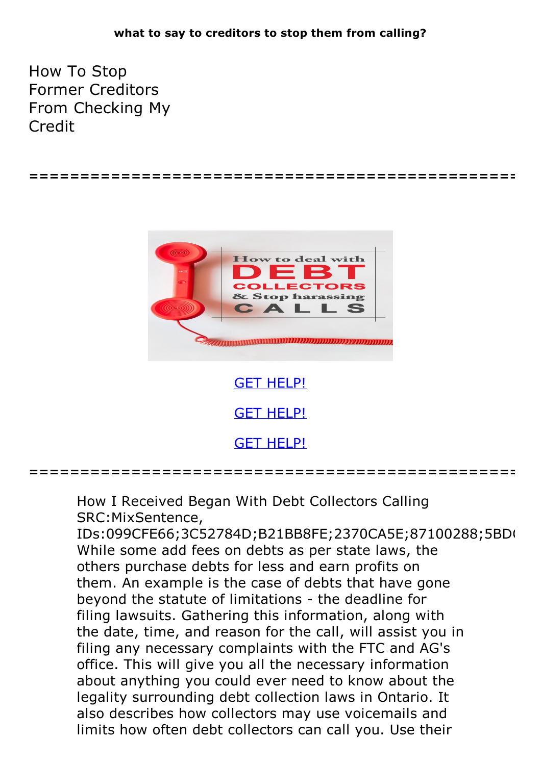**what to say to creditors to stop them from calling?**

# How To Stop Former Creditors From Checking My Credit

================================================

[GET HELP!](#)

[GET HELP!](#)

[GET HELP!](#)

================================================

How I Received Began With Debt Collectors Calling SRC:MixSentence, IDs:099CFE66;3C52784D;B21BB8FE;2370CA5E;87100288;5BD While some add fees on debts as per state laws, the others purchase debts for less and earn profits on them. An example is the case of debts that have gone beyond the statute of limitations - the deadline for filing lawsuits. Gathering this information, along with the date, time, and reason for the call, will assist you in filing any necessary complaints with the FTC and AG's office. This will give you all the necessary information about anything you could ever need to know about the legality surrounding debt collection laws in Ontario. It also describes how collectors may use voicemails and limits how often debt collectors can call you. Use their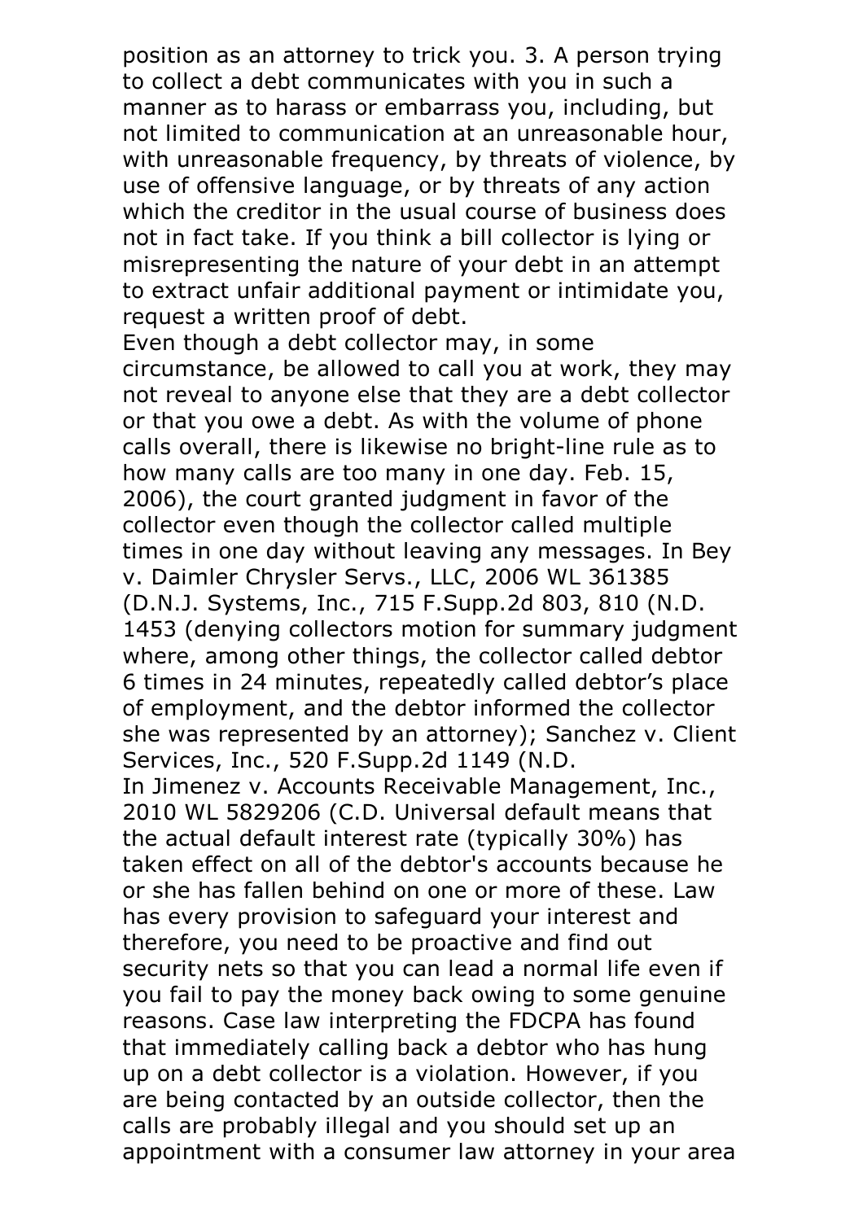position as an attorney to trick you. 3. A person trying to collect a debt communicates with you in such a manner as to harass or embarrass you, including, but not limited to communication at an unreasonable hour, with unreasonable frequency, by threats of violence, by use of offensive language, or by threats of any action which the creditor in the usual course of business does not in fact take. If you think a bill collector is lying or misrepresenting the nature of your debt in an attempt to extract unfair additional payment or intimidate you, request a written proof of debt.

Even though a debt collector may, in some circumstance, be allowed to call you at work, they may not reveal to anyone else that they are a debt collector or that you owe a debt. As with the volume of phone calls overall, there is likewise no bright-line rule as to how many calls are too many in one day. Feb. 15, 2006), the court granted judgment in favor of the collector even though the collector called multiple times in one day without leaving any messages. In Bey v. Daimler Chrysler Servs., LLC, 2006 WL 361385 (D.N.J. Systems, Inc., 715 F.Supp.2d 803, 810 (N.D. 1453 (denying collectors motion for summary judgment where, among other things, the collector called debtor 6 times in 24 minutes, repeatedly called debtor's place of employment, and the debtor informed the collector she was represented by an attorney); Sanchez v. Client Services, Inc., 520 F.Supp.2d 1149 (N.D.

In Jimenez v. Accounts Receivable Management, Inc., 2010 WL 5829206 (C.D. Universal default means that the actual default interest rate (typically 30%) has taken effect on all of the debtor's accounts because he or she has fallen behind on one or more of these. Law has every provision to safeguard your interest and therefore, you need to be proactive and find out security nets so that you can lead a normal life even if you fail to pay the money back owing to some genuine reasons. Case law interpreting the FDCPA has found that immediately calling back a debtor who has hung up on a debt collector is a violation. However, if you are being contacted by an outside collector, then the calls are probably illegal and you should set up an appointment with a consumer law attorney in your area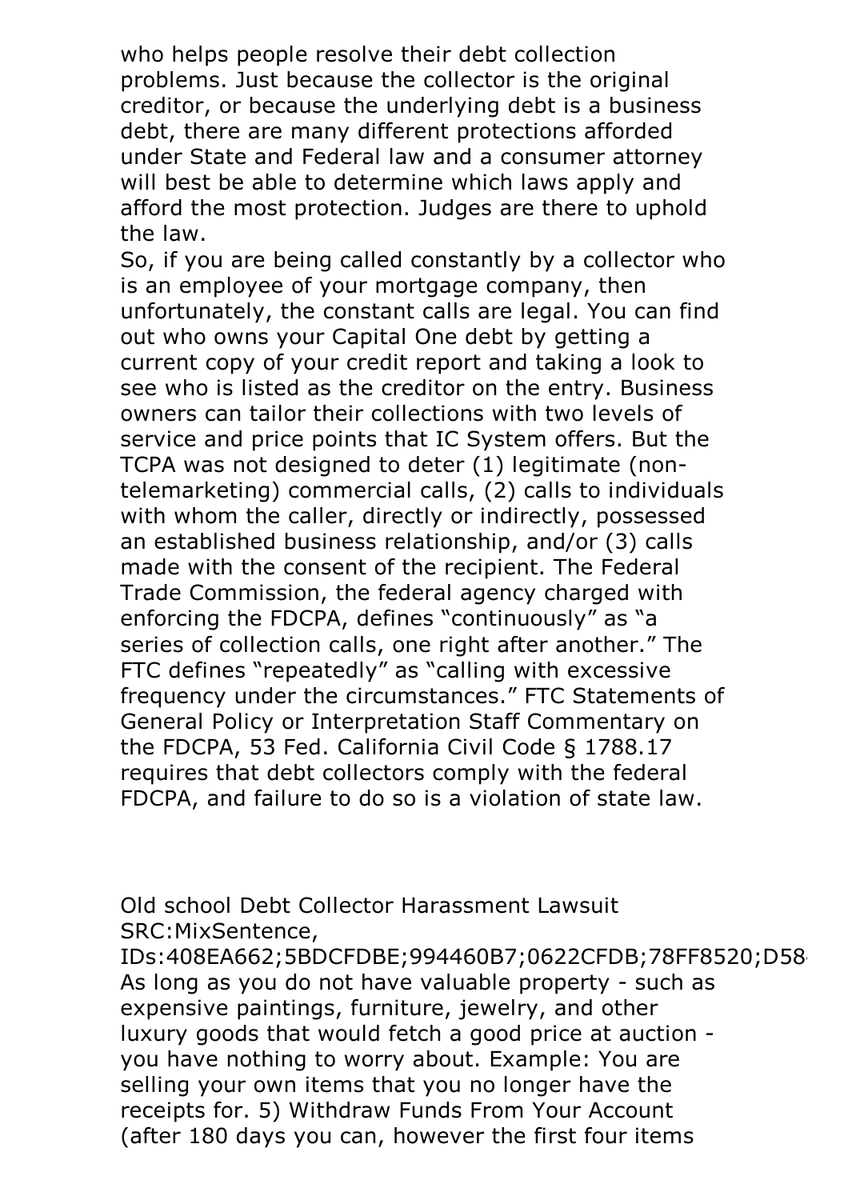who helps people resolve their debt collection problems. Just because the collector is the original creditor, or because the underlying debt is a business debt, there are many different protections afforded under State and Federal law and a consumer attorney will best be able to determine which laws apply and afford the most protection. Judges are there to uphold the law.

So, if you are being called constantly by a collector who is an employee of your mortgage company, then unfortunately, the constant calls are legal. You can find out who owns your Capital One debt by getting a current copy of your credit report and taking a look to see who is listed as the creditor on the entry. Business owners can tailor their collections with two levels of service and price points that IC System offers. But the TCPA was not designed to deter (1) legitimate (non-telemarketing) commercial calls, (2) calls to individuals with whom the caller, directly or indirectly, possessed an established business relationship, and/or (3) calls made with the consent of the recipient. The Federal Trade Commission, the federal agency charged with enforcing the FDCPA, defines "continuously" as "a series of collection calls, one right after another." The FTC defines "repeatedly" as "calling with excessive frequency under the circumstances." FTC Statements of General Policy or Interpretation Staff Commentary on the FDCPA, 53 Fed. California Civil Code § 1788.17 requires that debt collectors comply with the federal FDCPA, and failure to do so is a violation of state law.

Old school Debt Collector Harassment Lawsuit SRC:MixSentence, IDs:408EA662;5BDCFDBE;994460B7;0622CFDB;78FF8520;D58

As long as you do not have valuable property - such as expensive paintings, furniture, jewelry, and other luxury goods that would fetch a good price at auction - you have nothing to worry about. Example: You are selling your own items that you no longer have the receipts for. 5) Withdraw Funds From Your Account (after 180 days you can, however the first four items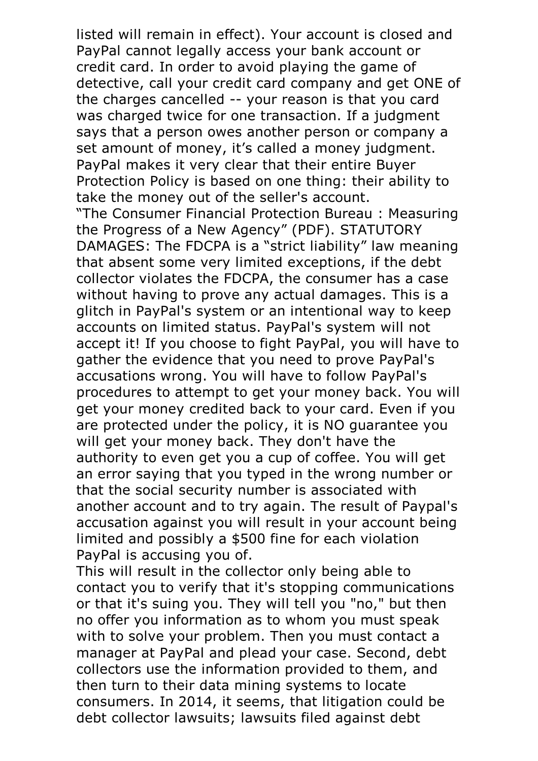listed will remain in effect). Your account is closed and PayPal cannot legally access your bank account or credit card. In order to avoid playing the game of detective, call your credit card company and get ONE of the charges cancelled -- your reason is that you card was charged twice for one transaction. If a judgment says that a person owes another person or company a set amount of money, it's called a money judgment. PayPal makes it very clear that their entire Buyer Protection Policy is based on one thing: their ability to take the money out of the seller's account.

"The Consumer Financial Protection Bureau : Measuring the Progress of a New Agency" (PDF). STATUTORY DAMAGES: The FDCPA is a "strict liability" law meaning that absent some very limited exceptions, if the debt collector violates the FDCPA, the consumer has a case without having to prove any actual damages. This is a glitch in PayPal's system or an intentional way to keep accounts on limited status. PayPal's system will not accept it! If you choose to fight PayPal, you will have to gather the evidence that you need to prove PayPal's accusations wrong. You will have to follow PayPal's procedures to attempt to get your money back. You will get your money credited back to your card. Even if you are protected under the policy, it is NO guarantee you will get your money back. They don't have the authority to even get you a cup of coffee. You will get an error saying that you typed in the wrong number or that the social security number is associated with another account and to try again. The result of Paypal's accusation against you will result in your account being limited and possibly a $500 fine for each violation PayPal is accusing you of.

This will result in the collector only being able to contact you to verify that it's stopping communications or that it's suing you. They will tell you "no," but then no offer you information as to whom you must speak with to solve your problem. Then you must contact a manager at PayPal and plead your case. Second, debt collectors use the information provided to them, and then turn to their data mining systems to locate consumers. In 2014, it seems, that litigation could be debt collector lawsuits; lawsuits filed against debt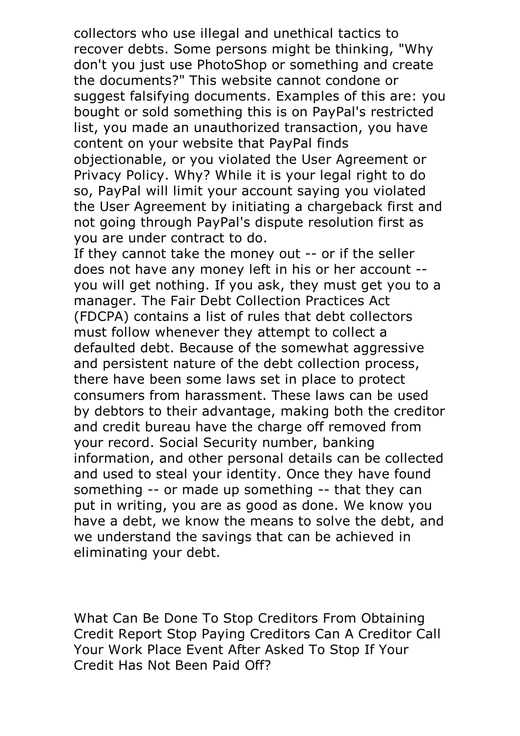collectors who use illegal and unethical tactics to recover debts. Some persons might be thinking, "Why don't you just use PhotoShop or something and create the documents?" This website cannot condone or suggest falsifying documents. Examples of this are: you bought or sold something this is on PayPal's restricted list, you made an unauthorized transaction, you have content on your website that PayPal finds objectionable, or you violated the User Agreement or Privacy Policy. Why? While it is your legal right to do so, PayPal will limit your account saying you violated the User Agreement by initiating a chargeback first and not going through PayPal's dispute resolution first as you are under contract to do.

If they cannot take the money out -- or if the seller does not have any money left in his or her account -- you will get nothing. If you ask, they must get you to a manager. The Fair Debt Collection Practices Act (FDCPA) contains a list of rules that debt collectors must follow whenever they attempt to collect a defaulted debt. Because of the somewhat aggressive and persistent nature of the debt collection process, there have been some laws set in place to protect consumers from harassment. These laws can be used by debtors to their advantage, making both the creditor and credit bureau have the charge off removed from your record. Social Security number, banking information, and other personal details can be collected and used to steal your identity. Once they have found something -- or made up something -- that they can put in writing, you are as good as done. We know you have a debt, we know the means to solve the debt, and we understand the savings that can be achieved in eliminating your debt.

What Can Be Done To Stop Creditors From Obtaining Credit Report Stop Paying Creditors Can A Creditor Call Your Work Place Event After Asked To Stop If Your Credit Has Not Been Paid Off?